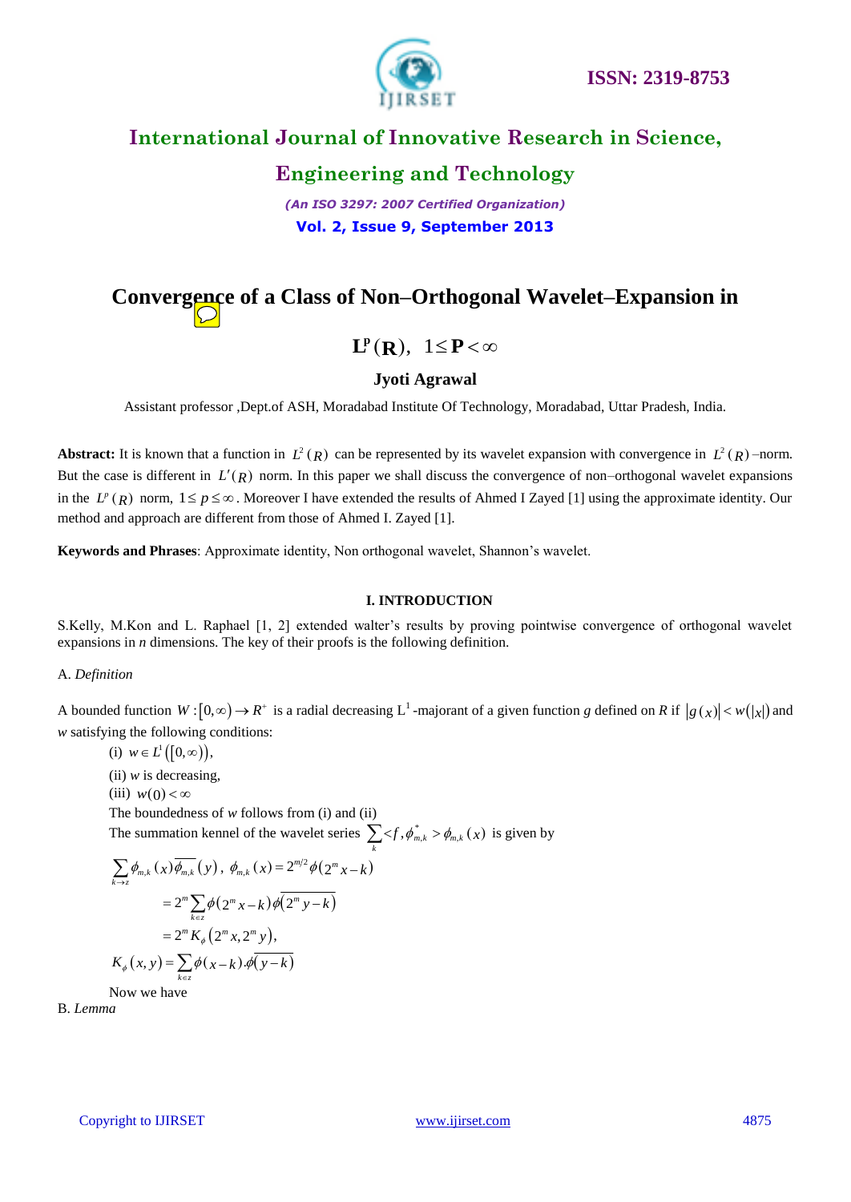# Convergence of a Class of Non–Orthogonal Wavelet–Expansion in $\mathbf{L}^{\mathbf{p}}(\mathbf{R}),\ 1 \le \mathbf{P} < \infty$

**Jyoti Agrawal**

Assistant professor ,Dept.of ASH, Moradabad Institute Of Technology, Moradabad, Uttar Pradesh, India.

**Abstract:** It is known that a function in $L^2(R)$ can be represented by its wavelet expansion with convergence in $L^2(R)$ –norm. But the case is different in $L'(R)$ norm. In this paper we shall discuss the convergence of non–orthogonal wavelet expansions in the $L^p(R)$ norm, $1 \le p \le \infty$. Moreover I have extended the results of Ahmed I Zayed [1] using the approximate identity. Our method and approach are different from those of Ahmed I. Zayed [1].

**Keywords and Phrases**: Approximate identity, Non orthogonal wavelet, Shannon's wavelet.

## I. INTRODUCTION

S.Kelly, M.Kon and L. Raphael [1, 2] extended walter's results by proving pointwise convergence of orthogonal wavelet expansions in *n* dimensions. The key of their proofs is the following definition.

A. *Definition*

A bounded function $W : [0,\infty) \to R^+$ is a radial decreasing $\mathrm{L}^1$ -majorant of a given function *g* defined on *R* if $|g(x)| < w(|x|)$ and *w* satisfying the following conditions:

(i) $w \in L^1([0,\infty))$,

(ii) *w* is decreasing,

(iii) $w(0) < \infty$

The boundedness of *w* follows from (i) and (ii)

The summation kennel of the wavelet series $\sum_k < f, \phi^*_{m,k} > \phi_{m,k}(x)$ is given by

$$
\begin{aligned}
\sum_{k \to z} \phi_{m,k}(x)\overline{\phi_{m,k}}(y),\ \phi_{m,k}(x) &= 2^{m/2}\phi(2^m x - k) \\
&= 2^m \sum_{k \in z} \phi(2^m x - k)\overline{\phi(2^m y - k)} \\
&= 2^m K_\phi(2^m x, 2^m y), \\
K_\phi(x,y) &= \sum_{k \in z} \phi(x-k).\overline{\phi(y-k)}
\end{aligned}
$$

Now we have

B. *Lemma*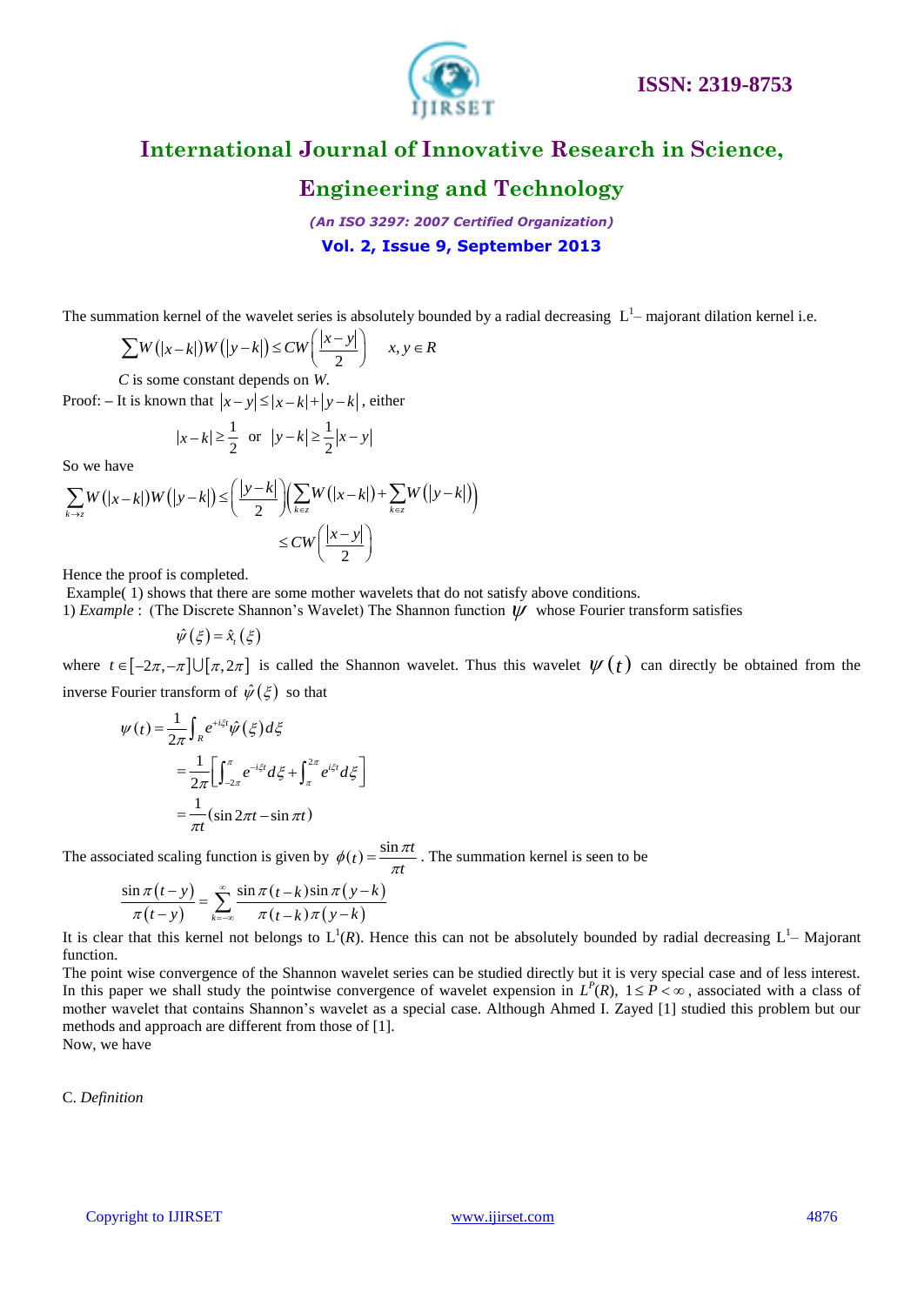The summation kernel of the wavelet series is absolutely bounded by a radial decreasing $L^1$– majorant dilation kernel i.e.

$$\sum W(|x-k|)W(|y-k|) \le CW\left(\frac{|x-y|}{2}\right) \quad x, y \in R$$

$C$ is some constant depends on $W$.

Proof: – It is known that $|x-y| \le |x-k| + |y-k|$, either

$$|x-k| \ge \frac{1}{2} \text{ or } |y-k| \ge \frac{1}{2}|x-y|$$

So we have

$$\sum_{k \to z} W(|x-k|)W(|y-k|) \le \left(\frac{|y-k|}{2}\right)\left(\sum_{k \in z} W(|x-k|) + \sum_{k \in z} W(|y-k|)\right)$$

$$\le CW\left(\frac{|x-y|}{2}\right)$$

Hence the proof is completed.

Example( 1) shows that there are some mother wavelets that do not satisfy above conditions.

1) *Example* : (The Discrete Shannon's Wavelet) The Shannon function $\psi$ whose Fourier transform satisfies

$$\hat{\psi}(\xi) = \hat{x}_t(\xi)$$

where $t \in [-2\pi, -\pi] \cup [\pi, 2\pi]$ is called the Shannon wavelet. Thus this wavelet $\psi(t)$ can directly be obtained from the inverse Fourier transform of $\hat{\psi}(\xi)$ so that

$$\psi(t) = \frac{1}{2\pi}\int_R e^{+i\xi t}\hat{\psi}(\xi)d\xi$$

$$= \frac{1}{2\pi}\left[\int_{-2\pi}^{\pi} e^{-i\xi t}d\xi + \int_{\pi}^{2\pi} e^{i\xi t}d\xi\right]$$

$$= \frac{1}{\pi t}(\sin 2\pi t - \sin \pi t)$$

The associated scaling function is given by $\phi(t) = \dfrac{\sin \pi t}{\pi t}$. The summation kernel is seen to be

$$\frac{\sin \pi(t-y)}{\pi(t-y)} = \sum_{k=-\infty}^{\infty} \frac{\sin \pi(t-k)\sin \pi(y-k)}{\pi(t-k)\pi(y-k)}$$

It is clear that this kernel not belongs to $L^1(R)$. Hence this can not be absolutely bounded by radial decreasing $L^1$– Majorant function.

The point wise convergence of the Shannon wavelet series can be studied directly but it is very special case and of less interest. In this paper we shall study the pointwise convergence of wavelet expension in $L^P(R)$, $1 \le P < \infty$, associated with a class of mother wavelet that contains Shannon's wavelet as a special case. Although Ahmed I. Zayed [1] studied this problem but our methods and approach are different from those of [1].

Now, we have

C. *Definition*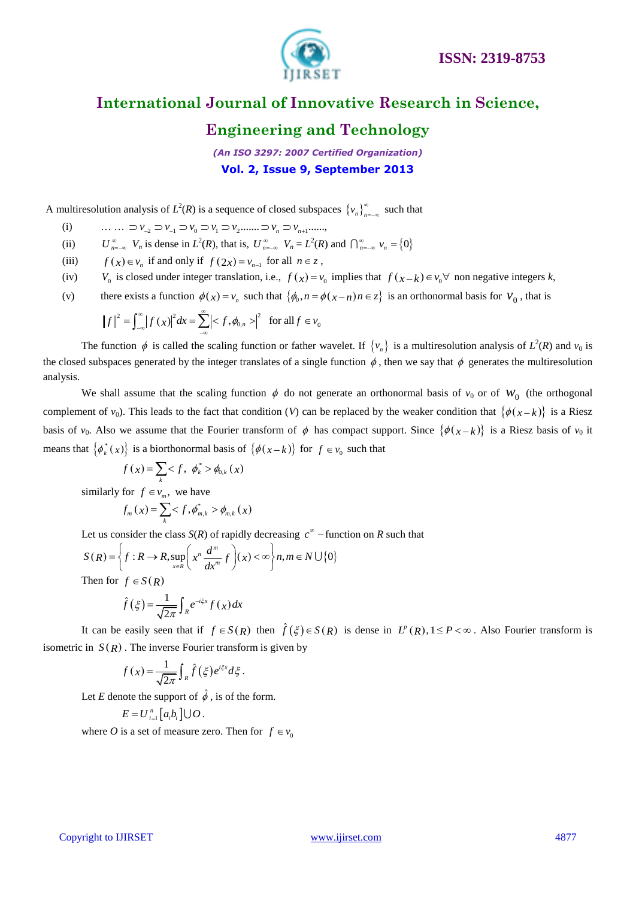A multiresolution analysis of $L^2(R)$ is a sequence of closed subspaces $\{v_n\}_{n=-\infty}^{\infty}$ such that

(i) $\dots \dots \supset v_{-2} \supset v_{-1} \supset v_0 \supset v_1 \supset v_2 \dots\dots \supset v_n \supset v_{n+1} \dots\dots,$

(ii) $U_{n=-\infty}^{\infty}\ V_n$ is dense in $L^2(R)$, that is, $U_{n=-\infty}^{\infty}\ V_n = L^2(R)$ and $\bigcap_{n=-\infty}^{\infty} v_n = \{0\}$

(iii) $f(x) \in v_n$ if and only if $f(2x) = v_{n-1}$ for all $n \in z$ ,

(iv) $V_0$ is closed under integer translation, i.e., $f(x) = v_0$ implies that $f(x-k) \in v_0 \forall$ non negative integers $k$,

(v) there exists a function $\phi(x) = v_n$ such that $\{\phi_0, n = \phi(x-n) n \in z\}$ is an orthonormal basis for $v_0$ , that is

$$\|f\|^2 = \int_{-\infty}^{\infty} |f(x)|^2 dx = \sum_{-\infty}^{\infty} |< f, \phi_{0,n} >|^2 \quad \text{for all } f \in v_0$$

The function $\phi$ is called the scaling function or father wavelet. If $\{v_n\}$ is a multiresolution analysis of $L^2(R)$ and $v_0$ is the closed subspaces generated by the integer translates of a single function $\phi$ , then we say that $\phi$ generates the multiresolution analysis.

We shall assume that the scaling function $\phi$ do not generate an orthonormal basis of $v_0$ or of $W_0$ (the orthogonal complement of $v_0$). This leads to the fact that condition ($V$) can be replaced by the weaker condition that $\{\phi(x-k)\}$ is a Riesz basis of $v_0$. Also we assume that the Fourier transform of $\phi$ has compact support. Since $\{\phi(x-k)\}$ is a Riesz basis of $v_0$ it means that $\{\phi_k^*(x)\}$ is a biorthonormal basis of $\{\phi(x-k)\}$ for $f \in v_0$ such that

$$f(x) = \sum_k < f,\ \phi_k^* > \phi_{0,k}(x)$$

similarly for $f \in v_m$, we have

$$f_m(x) = \sum_k < f, \phi_{m,k}^* > \phi_{m,k}(x)$$

Let us consider the class $S(R)$ of rapidly decreasing $c^{\infty}$ – function on $R$ such that

$$S(R) = \left\{ f : R \to R, \sup_{x \in R} \left( x^n \frac{d^m}{dx^m} f \right)(x) < \infty \right\} n, m \in N \cup \{0\}$$

Then for $f \in S(R)$

$$\hat{f}(\xi) = \frac{1}{\sqrt{2\pi}} \int_R e^{-i\xi x} f(x) dx$$

It can be easily seen that if $f \in S(R)$ then $\hat{f}(\xi) \in S(R)$ is dense in $L^p(R), 1 \le P < \infty$ . Also Fourier transform is isometric in $S(R)$ . The inverse Fourier transform is given by

$$f(x) = \frac{1}{\sqrt{2\pi}} \int_R \hat{f}(\xi) e^{i\xi x} d\xi .$$

Let $E$ denote the support of $\hat{\phi}$ , is of the form.

$$E = U_{i=1}^{n} [a_i b_i] \cup O .$$

where $O$ is a set of measure zero. Then for $f \in v_0$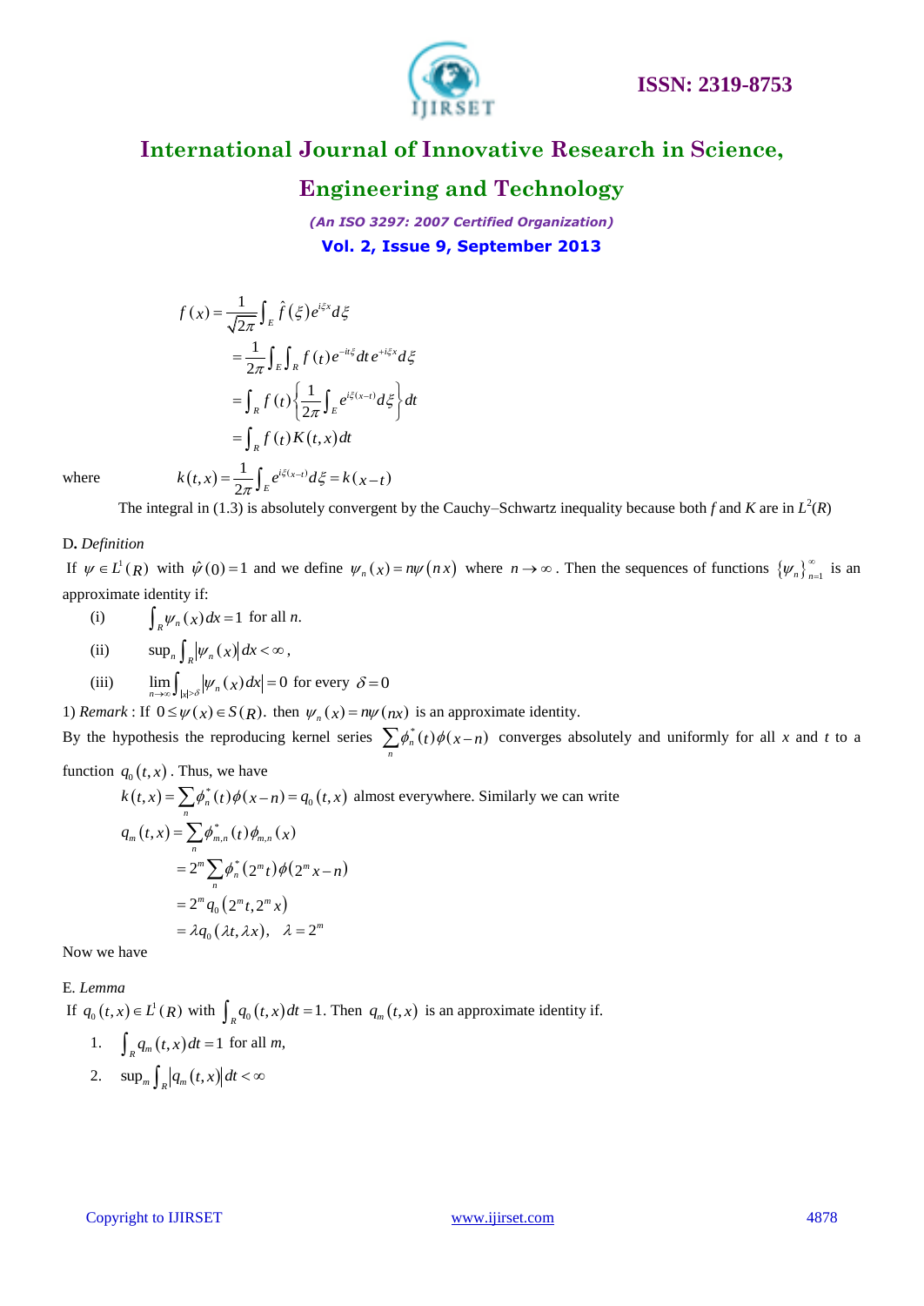$$
\begin{aligned}
f(x) &= \frac{1}{\sqrt{2\pi}} \int_E \hat{f}(\xi) e^{i\xi x} d\xi \\
&= \frac{1}{2\pi} \int_E \int_R f(t) e^{-it\xi} dt \, e^{+i\xi x} d\xi \\
&= \int_R f(t) \left\{ \frac{1}{2\pi} \int_E e^{i\xi(x-t)} d\xi \right\} dt \\
&= \int_R f(t) K(t,x) dt
\end{aligned}
$$

where $$k(t,x) = \frac{1}{2\pi} \int_E e^{i\xi(x-t)} d\xi = k(x-t)$$

The integral in (1.3) is absolutely convergent by the Cauchy–Schwartz inequality because both $f$ and $K$ are in $L^2(R)$

D. *Definition*

If $\psi \in L^1(R)$ with $\hat{\psi}(0) = 1$ and we define $\psi_n(x) = n\psi(nx)$ where $n \to \infty$. Then the sequences of functions $\{\psi_n\}_{n=1}^{\infty}$ is an approximate identity if:

(i) $\int_R \psi_n(x) dx = 1$ for all $n$.

(ii) $\sup_n \int_R |\psi_n(x)| dx < \infty$,

(iii) $\lim_{n\to\infty} \int_{|x|>\delta} |\psi_n(x) dx| = 0$ for every $\delta = 0$

1) *Remark* : If $0 \le \psi(x) \in S(R)$. then $\psi_n(x) = n\psi(nx)$ is an approximate identity.

By the hypothesis the reproducing kernel series $\sum_n \phi_n^*(t)\phi(x-n)$ converges absolutely and uniformly for all $x$ and $t$ to a function $q_0(t,x)$. Thus, we have

$$k(t,x) = \sum_n \phi_n^*(t)\phi(x-n) = q_0(t,x)$$ almost everywhere. Similarly we can write

$$
\begin{aligned}
q_m(t,x) &= \sum_n \phi_{m,n}^*(t)\phi_{m,n}(x) \\
&= 2^m \sum_n \phi_n^*(2^m t)\phi(2^m x - n) \\
&= 2^m q_0(2^m t, 2^m x) \\
&= \lambda q_0(\lambda t, \lambda x), \quad \lambda = 2^m
\end{aligned}
$$

Now we have

E. *Lemma*

If $q_0(t,x) \in L^1(R)$ with $\int_R q_0(t,x) dt = 1$. Then $q_m(t,x)$ is an approximate identity if.

1. $\int_R q_m(t,x) dt = 1$ for all $m$,
2. $\sup_m \int_R |q_m(t,x)| dt < \infty$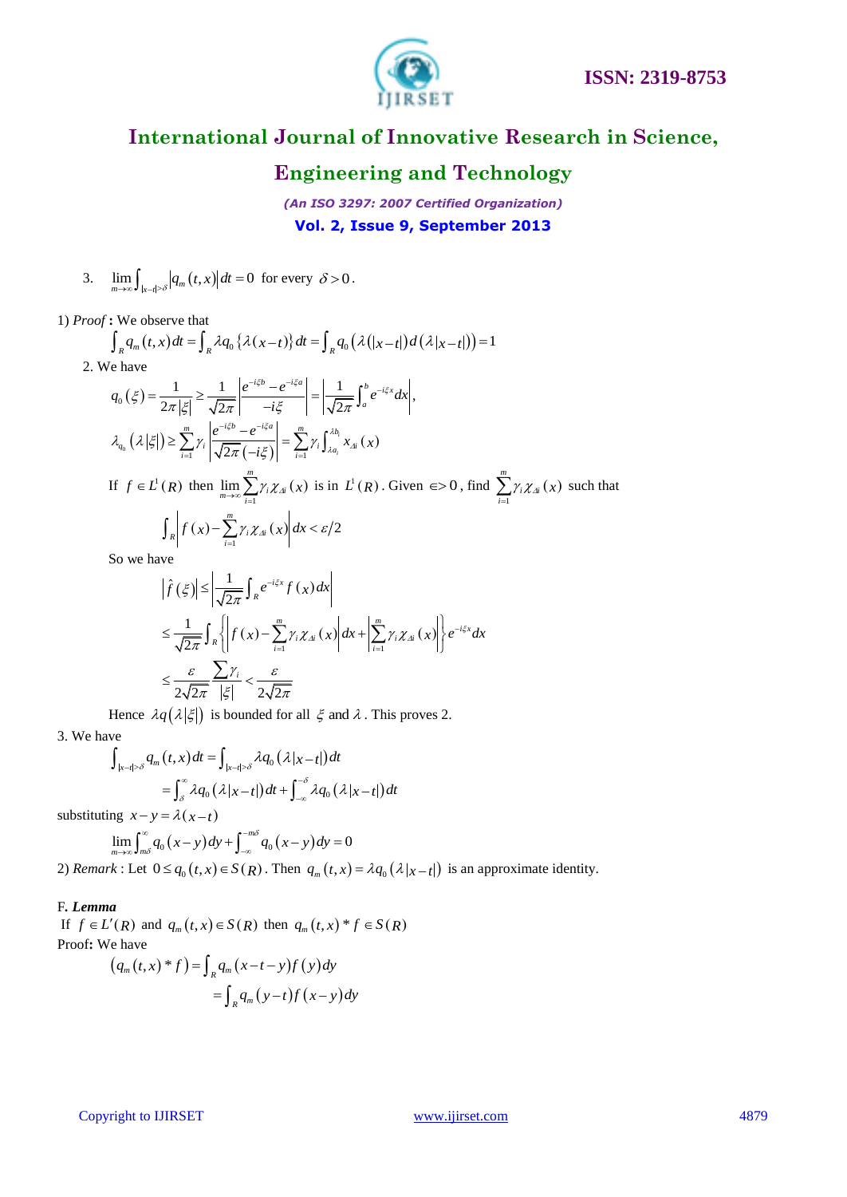3. $\lim_{m\to\infty}\int_{|x-t|>\delta}|q_m(t,x)|dt=0$ for every $\delta>0$.

1) *Proof* **:** We observe that

$$\int_R q_m(t,x)\,dt=\int_R \lambda q_0\{\lambda(x-t)\}\,dt=\int_R q_0(\lambda(|x-t|)\,d(\lambda|x-t|))=1$$

2. We have

$$q_0(\xi)=\frac{1}{2\pi|\xi|}\geq\frac{1}{\sqrt{2\pi}}\left|\frac{e^{-i\xi b}-e^{-i\xi a}}{-i\xi}\right|=\left|\frac{1}{\sqrt{2\pi}}\int_a^b e^{-i\xi x}dx\right|,$$

$$\lambda_{q_0}(\lambda|\xi|)\geq\sum_{i=1}^{m}\gamma_i\left|\frac{e^{-i\xi b}-e^{-i\xi a}}{\sqrt{2\pi}(-i\xi)}\right|=\sum_{i=1}^{m}\gamma_i\int_{\lambda a_i}^{\lambda b_i}x_{\Delta i}(x)$$

If $f\in L^1(R)$ then $\lim_{m\to\infty}\sum_{i=1}^{m}\gamma_i\chi_{\Delta i}(x)$ is in $L^1(R)$. Given $\in>0$, find $\sum_{i=1}^{m}\gamma_i\chi_{\Delta i}(x)$ such that

$$\int_R\left|f(x)-\sum_{i=1}^{m}\gamma_i\chi_{\Delta i}(x)\right|dx<\varepsilon/2$$

So we have

$$\begin{aligned}
\left|\hat{f}(\xi)\right| &\leq\left|\frac{1}{\sqrt{2\pi}}\int_R e^{-i\xi x}f(x)\,dx\right| \\
&\leq\frac{1}{\sqrt{2\pi}}\int_R\left\{\left|f(x)-\sum_{i=1}^{m}\gamma_i\chi_{\Delta i}(x)\right|dx+\left|\sum_{i=1}^{m}\gamma_i\chi_{\Delta i}(x)\right|\right\}e^{-i\xi x}dx \\
&\leq\frac{\varepsilon}{2\sqrt{2\pi}}\frac{\sum\gamma_i}{|\xi|}<\frac{\varepsilon}{2\sqrt{2\pi}}
\end{aligned}$$

Hence $\lambda q(\lambda|\xi|)$ is bounded for all $\xi$ and $\lambda$. This proves 2.

3. We have

$$\begin{aligned}
\int_{|x-t|>\delta}q_m(t,x)\,dt &=\int_{|x-t|>\delta}\lambda q_0(\lambda|x-t|)\,dt \\
&=\int_{\delta}^{\infty}\lambda q_0(\lambda|x-t|)\,dt+\int_{-\infty}^{-\delta}\lambda q_0(\lambda|x-t|)\,dt
\end{aligned}$$

substituting $x-y=\lambda(x-t)$

$$\lim_{m\to\infty}\int_{m\delta}^{\infty}q_0(x-y)\,dy+\int_{-\infty}^{-m\delta}q_0(x-y)\,dy=0$$

2) *Remark* : Let $0\leq q_0(t,x)\in S(R)$. Then $q_m(t,x)=\lambda q_0(\lambda|x-t|)$ is an approximate identity.

F**.** ***Lemma***

If $f\in L'(R)$ and $q_m(t,x)\in S(R)$ then $q_m(t,x)*f\in S(R)$

Proof**:** We have

$$\begin{aligned}
(q_m(t,x)*f) &=\int_R q_m(x-t-y)f(y)\,dy \\
&=\int_R q_m(y-t)f(x-y)\,dy
\end{aligned}$$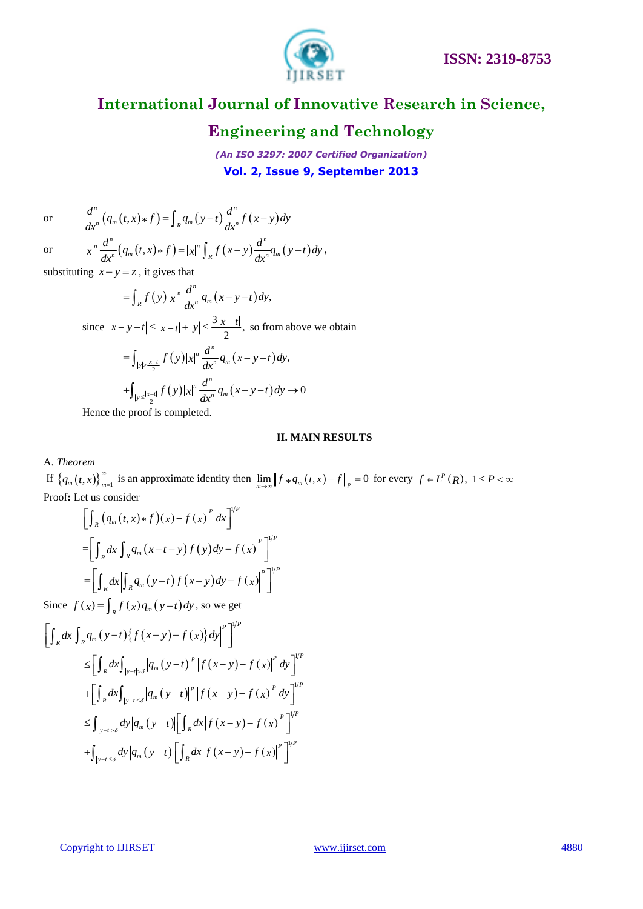or $\dfrac{d^n}{dx^n}\left(q_m(t,x)*f\right)=\int_R q_m(y-t)\dfrac{d^n}{dx^n}f(x-y)\,dy$

or $|x|^n\dfrac{d^n}{dx^n}\left(q_m(t,x)*f\right)=|x|^n\int_R f(x-y)\dfrac{d^n}{dx^n}q_m(y-t)\,dy$,

substituting $x-y=z$, it gives that

$$=\int_R f(y)|x|^n\frac{d^n}{dx^n}q_m(x-y-t)\,dy,$$

since $|x-y-t|\le|x-t|+|y|\le\dfrac{3|x-t|}{2}$, so from above we obtain

$$=\int_{|y|>\frac{|x-t|}{2}} f(y)|x|^n\frac{d^n}{dx^n}q_m(x-y-t)\,dy,$$

$$+\int_{|y|\le\frac{|x-t|}{2}} f(y)|x|^n\frac{d^n}{dx^n}q_m(x-y-t)\,dy\to 0$$

Hence the proof is completed.

## II. MAIN RESULTS

A. *Theorem*

If $\{q_m(t,x)\}_{m=1}^{\infty}$ is an approximate identity then $\lim\limits_{m\to\infty}\left\|f*q_m(t,x)-f\right\|_p=0$ for every $f\in L^P(R)$, $1\le P<\infty$

Proof**:** Let us consider

$$\left[\int_R\left|\left(q_m(t,x)*f\right)(x)-f(x)\right|^P dx\right]^{1/P}$$

$$=\left[\int_R dx\left|\int_R q_m(x-t-y)f(y)\,dy-f(x)\right|^P\right]^{1/P}$$

$$=\left[\int_R dx\left|\int_R q_m(y-t)f(x-y)\,dy-f(x)\right|^P\right]^{1/P}$$

Since $f(x)=\int_R f(x)q_m(y-t)\,dy$, so we get

$$\left[\int_R dx\left|\int_R q_m(y-t)\{f(x-y)-f(x)\}\,dy\right|^P\right]^{1/P}$$

$$\le\left[\int_R dx\int_{|y-t|>\delta}\left|q_m(y-t)\right|^P\left|f(x-y)-f(x)\right|^P dy\right]^{1/P}$$

$$+\left[\int_R dx\int_{|y-t|\le\delta}\left|q_m(y-t)\right|^P\left|f(x-y)-f(x)\right|^P dy\right]^{1/P}$$

$$\le\int_{|y-t|>\delta}dy\left|q_m(y-t)\right|\left[\int_R dx\left|f(x-y)-f(x)\right|^P\right]^{1/P}$$

$$+\int_{|y-t|\le\delta}dy\left|q_m(y-t)\right|\left[\int_R dx\left|f(x-y)-f(x)\right|^P\right]^{1/P}$$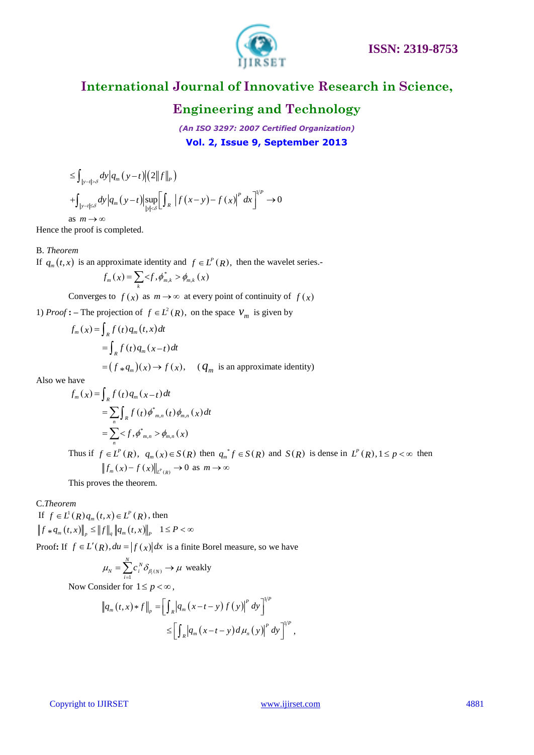$$\le \int_{|y-t|>\delta} dy \left|q_m(y-t)\right| \left(2\|f\|_P\right)$$

$$+\int_{|y-t|\le\delta} dy \left|q_m(y-t)\right| \sup_{|y|<\delta}\left[\int_R \left|f(x-y)-f(x)\right|^P dx\right]^{1/P} \to 0$$

as $m \to \infty$

Hence the proof is completed.

B. *Theorem*

If $q_m(t,x)$ is an approximate identity and $f \in L^P(R)$, then the wavelet series.-

$$f_m(x) = \sum_k < f, \phi^*_{m,k} > \phi_{m,k}(x)$$

Converges to $f(x)$ as $m \to \infty$ at every point of continuity of $f(x)$

1) *Proof* **:** – The projection of $f \in L^2(R)$, on the space $V_m$ is given by

$$f_m(x) = \int_R f(t) q_m(t,x) dt$$

$$= \int_R f(t) q_m(x-t) dt$$

$$= (f * q_m)(x) \to f(x), \quad (q_m \text{ is an approximate identity})$$

Also we have

$$f_m(x) = \int_R f(t) q_m(x-t) dt$$

$$= \sum_n \int_R f(t) \phi^*_{m,n}(t) \phi_{m,n}(x) dt$$

$$= \sum_n < f, \phi^*_{m,n} > \phi_{m,n}(x)$$

Thus if $f \in L^P(R)$, $q_m(x) \in S(R)$ then $q_m{}^* f \in S(R)$ and $S(R)$ is dense in $L^P(R), 1 \le p < \infty$ then $\left\|f_m(x) - f(x)\right\|_{L^P(R)} \to 0$ as $m \to \infty$

This proves the theorem.

C. *Theorem*

If $f \in L^1(R) q_m(t,x) \in L^P(R)$, then

$$\left\|f * q_m(t,x)\right\|_p \le \|f\|_q \left\|q_m(t,x)\right\|_p \quad 1 \le P < \infty$$

Proof**:** If $f \in L'(R), du = \left|f(x)\right| dx$ is a finite Borel measure, so we have

$$\mu_N = \sum_{i=1}^{N} c_i^N \delta_{\beta_i(N)} \to \mu \text{ weakly}$$

Now Consider for $1 \le p < \infty$,

$$\left\|q_m(t,x) * f\right\|_p = \left[\int_R \left|q_m(x-t-y) f(y)\right|^P dy\right]^{1/P}$$

$$\le \left[\int_R \left|q_m(x-t-y) d\mu_n(y)\right|^P dy\right]^{1/P},$$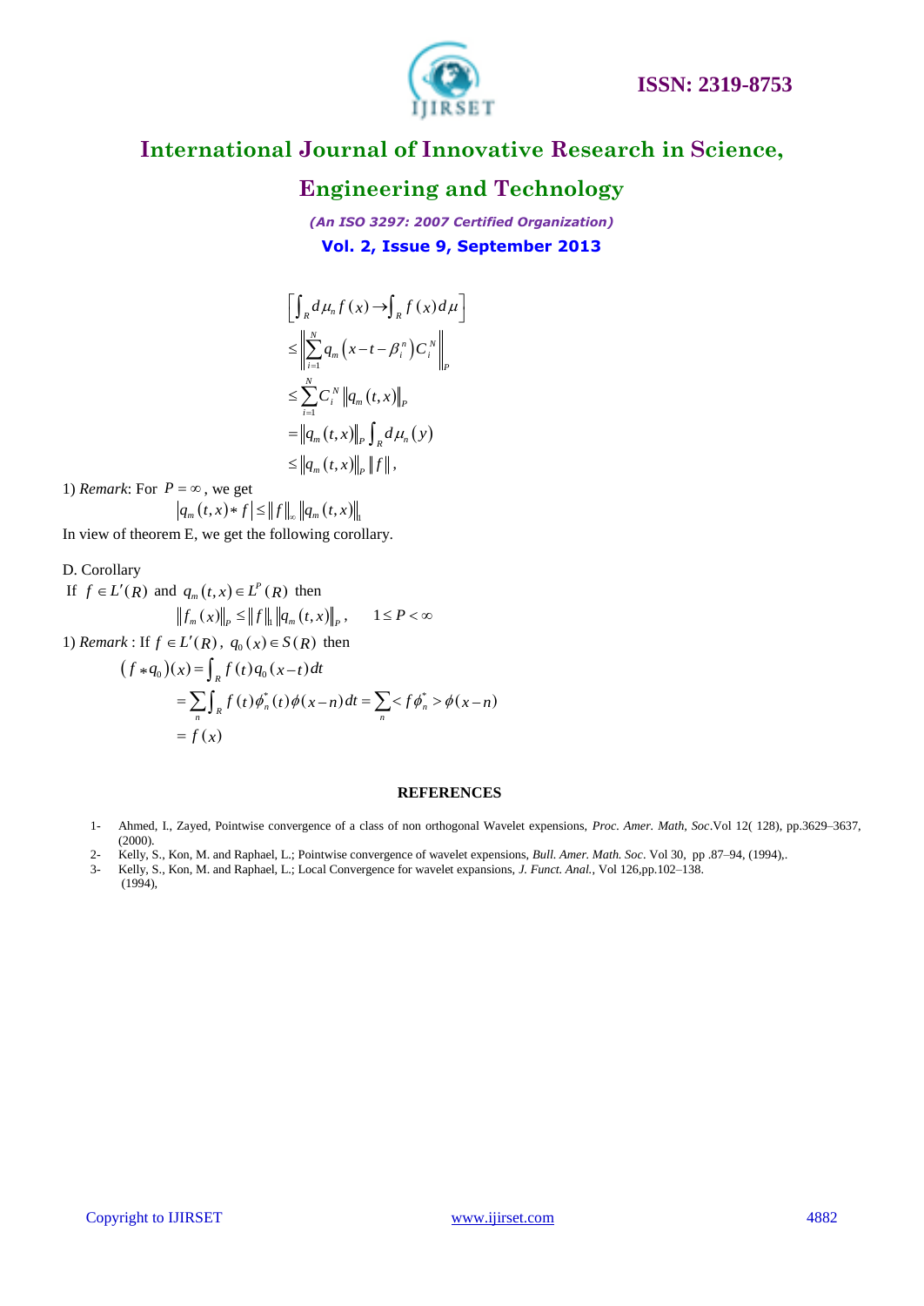$$\left[\int_R d\mu_n f(x) \rightarrow \int_R f(x)\,d\mu\right]$$
$$\leq \left\| \sum_{i=1}^{N} q_m\left(x-t-\beta_i^n\right) C_i^N \right\|_P$$
$$\leq \sum_{i=1}^{N} C_i^N \left\| q_m(t,x) \right\|_P$$
$$= \left\| q_m(t,x) \right\|_P \int_R d\mu_n(y)$$
$$\leq \left\| q_m(t,x) \right\|_P \left\| f \right\|,$$

1) *Remark*: For $P = \infty$, we get

$$\left| q_m(t,x) * f \right| \leq \left\| f \right\|_\infty \left\| q_m(t,x) \right\|_1$$

In view of theorem E, we get the following corollary.

D. Corollary

If $f \in L'(R)$ and $q_m(t,x) \in L^P(R)$ then

$$\left\| f_m(x) \right\|_P \leq \left\| f \right\|_1 \left\| q_m(t,x) \right\|_P, \qquad 1 \leq P < \infty$$

1) *Remark* : If $f \in L'(R)$, $q_0(x) \in S(R)$ then

$$\left(f * q_0\right)(x) = \int_R f(t)\,q_0(x-t)\,dt$$
$$= \sum_n \int_R f(t)\,\phi_n^*(t)\,\phi(x-n)\,dt = \sum_n < f\phi_n^* > \phi(x-n)$$
$$= f(x)$$

## REFERENCES

1- Ahmed, I., Zayed, Pointwise convergence of a class of non orthogonal Wavelet expensions, *Proc. Amer. Math, Soc*.Vol 12( 128), pp.3629–3637, (2000).

2- Kelly, S., Kon, M. and Raphael, L.; Pointwise convergence of wavelet expensions, *Bull. Amer. Math. Soc*. Vol 30, pp .87–94, (1994),.

3- Kelly, S., Kon, M. and Raphael, L.; Local Convergence for wavelet expansions, *J. Funct. Anal.*, Vol 126,pp.102–138. (1994),